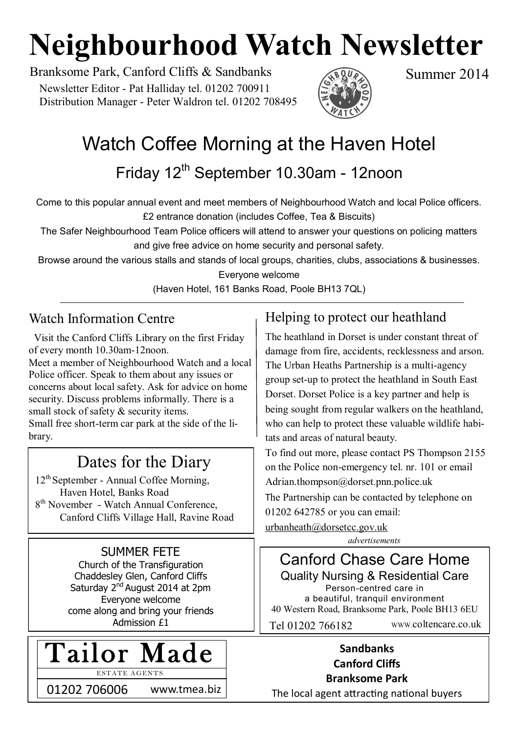# Neighbourhood Watch Newsletter

Branksome Park, Canford Cliffs & Sandbanks

Summer 2014

Newsletter Editor - Pat Halliday tel. 01202 700911
Distribution Manager - Peter Waldron tel. 01202 708495

## Watch Coffee Morning at the Haven Hotel

### Friday 12th September 10.30am - 12noon

Come to this popular annual event and meet members of Neighbourhood Watch and local Police officers.
£2 entrance donation (includes Coffee, Tea & Biscuits)
The Safer Neighbourhood Team Police officers will attend to answer your questions on policing matters and give free advice on home security and personal safety.
Browse around the various stalls and stands of local groups, charities, clubs, associations & businesses.
Everyone welcome
(Haven Hotel, 161 Banks Road, Poole BH13 7QL)

---

### Watch Information Centre

Visit the Canford Cliffs Library on the first Friday of every month 10.30am-12noon.
Meet a member of Neighbourhood Watch and a local Police officer. Speak to them about any issues or concerns about local safety. Ask for advice on home security. Discuss problems informally. There is a small stock of safety & security items.
Small free short-term car park at the side of the library.

### Dates for the Diary

12th September - Annual Coffee Morning, Haven Hotel, Banks Road
8th November - Watch Annual Conference, Canford Cliffs Village Hall, Ravine Road

**SUMMER FETE**
Church of the Transfiguration
Chaddesley Glen, Canford Cliffs
Saturday 2nd August 2014 at 2pm
Everyone welcome
come along and bring your friends
Admission £1

### Helping to protect our heathland

The heathland in Dorset is under constant threat of damage from fire, accidents, recklessness and arson. The Urban Heaths Partnership is a multi-agency group set-up to protect the heathland in South East Dorset. Dorset Police is a key partner and help is being sought from regular walkers on the heathland, who can help to protect these valuable wildlife habitats and areas of natural beauty.
To find out more, please contact PS Thompson 2155 on the Police non-emergency tel. nr. 101 or email Adrian.thompson@dorset.pnn.police.uk
The Partnership can be contacted by telephone on 01202 642785 or you can email: urbanheath@dorsetcc.gov.uk

*advertisements*

**Canford Chase Care Home**
Quality Nursing & Residential Care
Person-centred care in a beautiful, tranquil environment
40 Western Road, Branksome Park, Poole BH13 6EU
Tel 01202 766182 www.coltencare.co.uk

**Tailor Made**
ESTATE AGENTS
01202 706006 www.tmea.biz

**Sandbanks**
**Canford Cliffs**
**Branksome Park**
The local agent attracting national buyers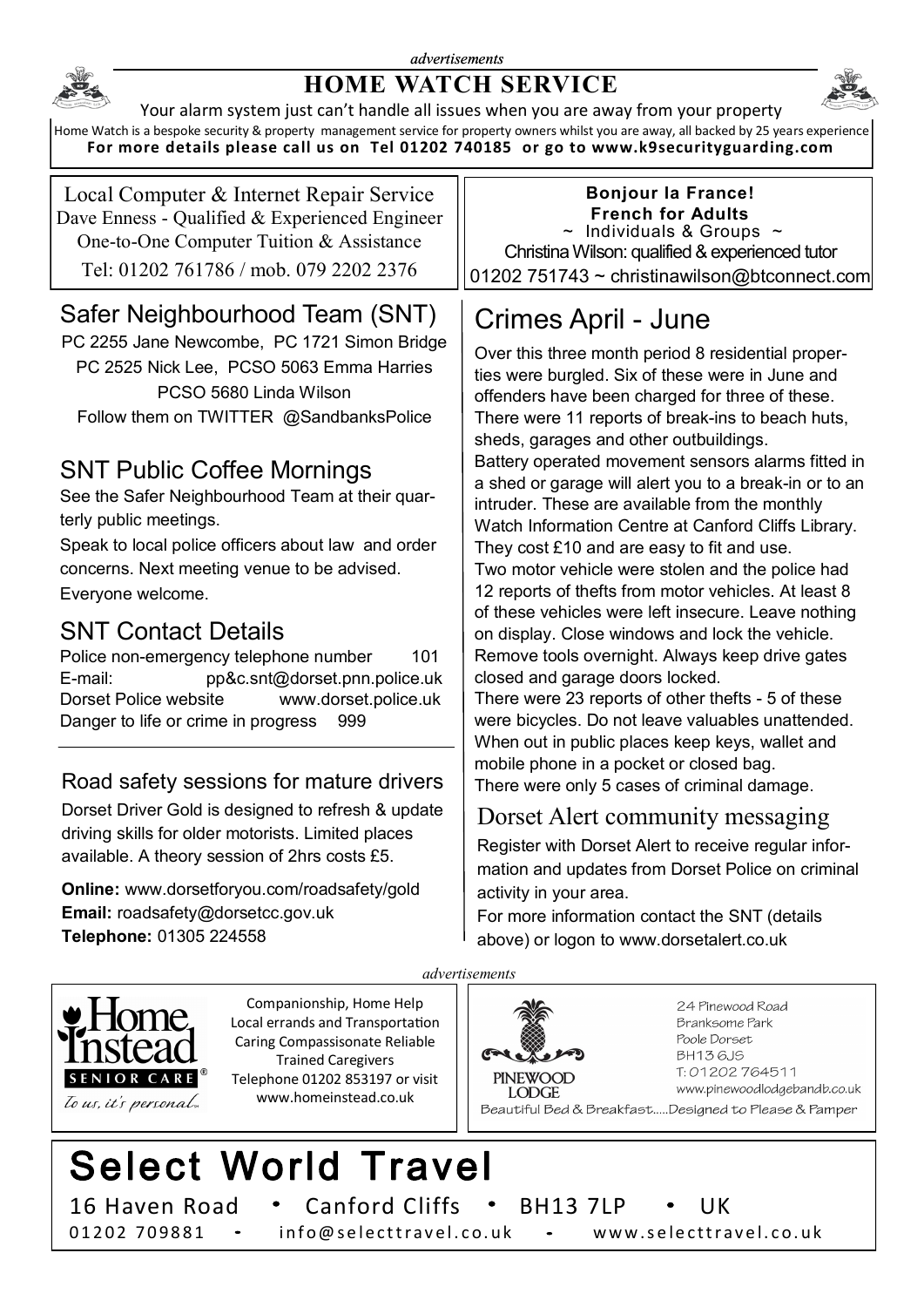*advertisements*

## HOME WATCH SERVICE

Your alarm system just can't handle all issues when you are away from your property

Home Watch is a bespoke security & property management service for property owners whilst you are away, all backed by 25 years experience

**For more details please call us on Tel 01202 740185 or go to www.k9securityguarding.com**

Local Computer & Internet Repair Service
Dave Enness - Qualified & Experienced Engineer
One-to-One Computer Tuition & Assistance
Tel: 01202 761786 / mob. 079 2202 2376

**Bonjour la France!**
**French for Adults**
~ Individuals & Groups ~
Christina Wilson: qualified & experienced tutor
01202 751743 ~ christinawilson@btconnect.com

## Safer Neighbourhood Team (SNT)

PC 2255 Jane Newcombe, PC 1721 Simon Bridge
PC 2525 Nick Lee, PCSO 5063 Emma Harries
PCSO 5680 Linda Wilson
Follow them on TWITTER @SandbanksPolice

## SNT Public Coffee Mornings

See the Safer Neighbourhood Team at their quarterly public meetings.

Speak to local police officers about law and order concerns. Next meeting venue to be advised.

Everyone welcome.

## SNT Contact Details

Police non-emergency telephone number 101
E-mail: pp&c.snt@dorset.pnn.police.uk
Dorset Police website www.dorset.police.uk
Danger to life or crime in progress 999

## Road safety sessions for mature drivers

Dorset Driver Gold is designed to refresh & update driving skills for older motorists. Limited places available. A theory session of 2hrs costs £5.

**Online:** www.dorsetforyou.com/roadsafety/gold
**Email:** roadsafety@dorsetcc.gov.uk
**Telephone:** 01305 224558

## Crimes April - June

Over this three month period 8 residential properties were burgled. Six of these were in June and offenders have been charged for three of these. There were 11 reports of break-ins to beach huts, sheds, garages and other outbuildings.

Battery operated movement sensors alarms fitted in a shed or garage will alert you to a break-in or to an intruder. These are available from the monthly Watch Information Centre at Canford Cliffs Library. They cost £10 and are easy to fit and use.

Two motor vehicle were stolen and the police had 12 reports of thefts from motor vehicles. At least 8 of these vehicles were left insecure. Leave nothing on display. Close windows and lock the vehicle. Remove tools overnight. Always keep drive gates closed and garage doors locked.

There were 23 reports of other thefts - 5 of these were bicycles. Do not leave valuables unattended. When out in public places keep keys, wallet and mobile phone in a pocket or closed bag.

There were only 5 cases of criminal damage.

## Dorset Alert community messaging

Register with Dorset Alert to receive regular information and updates from Dorset Police on criminal activity in your area.

For more information contact the SNT (details above) or logon to www.dorsetalert.co.uk

*advertisements*

Home Instead SENIOR CARE®
*To us, it's personal.*

Companionship, Home Help
Local errands and Transportation
Caring Compassisonate Reliable
Trained Caregivers
Telephone 01202 853197 or visit
www.homeinstead.co.uk

PINEWOOD LODGE

24 Pinewood Road
Branksome Park
Poole Dorset
BH13 6JS
T: 01202 764511
www.pinewoodlodgebandb.co.uk

Beautiful Bed & Breakfast.....Designed to Please & Pamper

# Select World Travel

16 Haven Road • Canford Cliffs • BH13 7LP • UK
01202 709881 - info@selecttravel.co.uk - www.selecttravel.co.uk